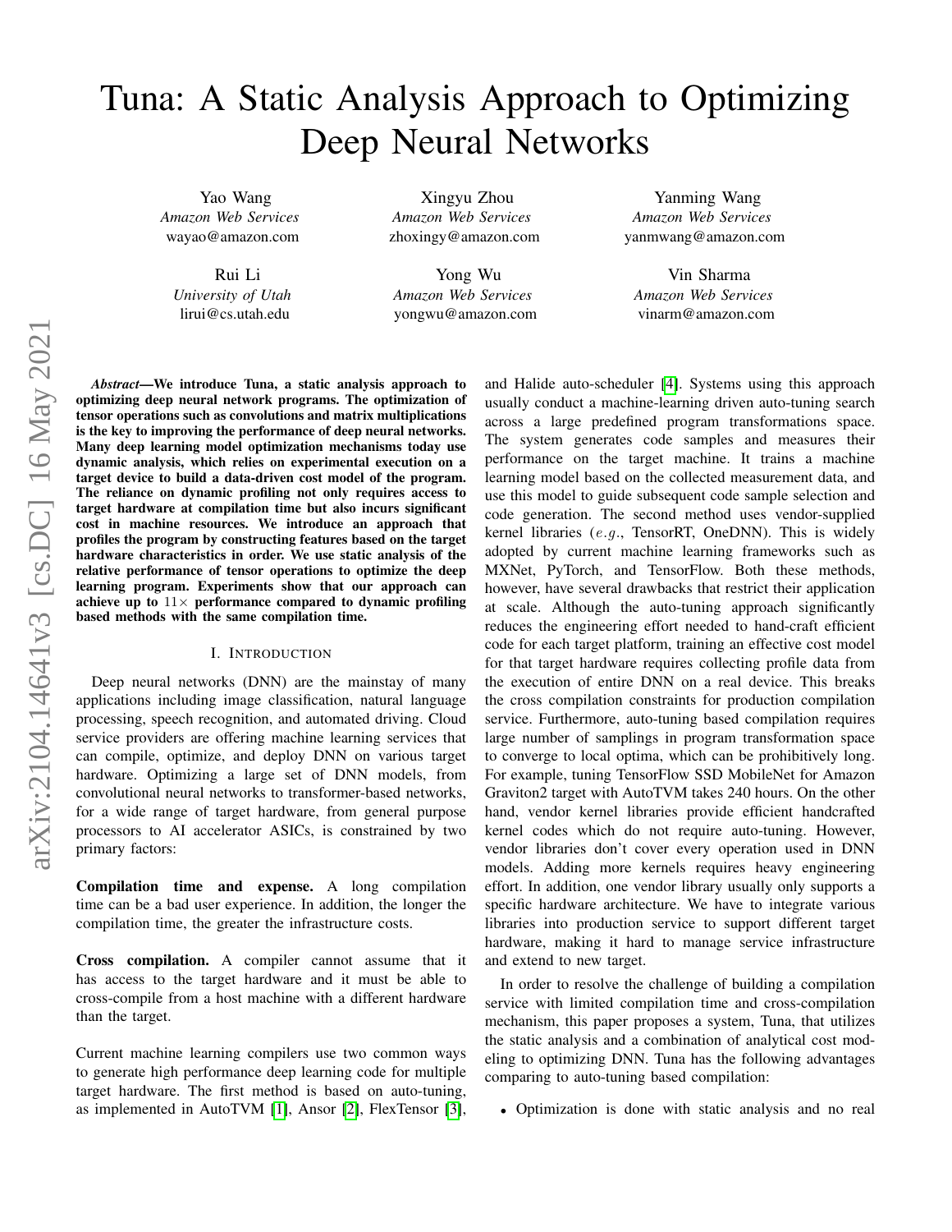# Tuna: A Static Analysis Approach to Optimizing Deep Neural Networks

Yao Wang
*Amazon Web Services*
wayao@amazon.com

Xingyu Zhou
*Amazon Web Services*
zhoxingy@amazon.com

Yanming Wang
*Amazon Web Services*
yanmwang@amazon.com

Rui Li
*University of Utah*
lirui@cs.utah.edu

Yong Wu
*Amazon Web Services*
yongwu@amazon.com

Vin Sharma
*Amazon Web Services*
vinarm@amazon.com

***Abstract*—We introduce Tuna, a static analysis approach to optimizing deep neural network programs. The optimization of tensor operations such as convolutions and matrix multiplications is the key to improving the performance of deep neural networks. Many deep learning model optimization mechanisms today use dynamic analysis, which relies on experimental execution on a target device to build a data-driven cost model of the program. The reliance on dynamic profiling not only requires access to target hardware at compilation time but also incurs significant cost in machine resources. We introduce an approach that profiles the program by constructing features based on the target hardware characteristics in order. We use static analysis of the relative performance of tensor operations to optimize the deep learning program. Experiments show that our approach can achieve up to $11\times$ performance compared to dynamic profiling based methods with the same compilation time.**

## I. Introduction

Deep neural networks (DNN) are the mainstay of many applications including image classification, natural language processing, speech recognition, and automated driving. Cloud service providers are offering machine learning services that can compile, optimize, and deploy DNN on various target hardware. Optimizing a large set of DNN models, from convolutional neural networks to transformer-based networks, for a wide range of target hardware, from general purpose processors to AI accelerator ASICs, is constrained by two primary factors:

**Compilation time and expense.** A long compilation time can be a bad user experience. In addition, the longer the compilation time, the greater the infrastructure costs.

**Cross compilation.** A compiler cannot assume that it has access to the target hardware and it must be able to cross-compile from a host machine with a different hardware than the target.

Current machine learning compilers use two common ways to generate high performance deep learning code for multiple target hardware. The first method is based on auto-tuning, as implemented in AutoTVM [1], Ansor [2], FlexTensor [3], and Halide auto-scheduler [4]. Systems using this approach usually conduct a machine-learning driven auto-tuning search across a large predefined program transformations space. The system generates code samples and measures their performance on the target machine. It trains a machine learning model based on the collected measurement data, and use this model to guide subsequent code sample selection and code generation. The second method uses vendor-supplied kernel libraries (*e.g.*, TensorRT, OneDNN). This is widely adopted by current machine learning frameworks such as MXNet, PyTorch, and TensorFlow. Both these methods, however, have several drawbacks that restrict their application at scale. Although the auto-tuning approach significantly reduces the engineering effort needed to hand-craft efficient code for each target platform, training an effective cost model for that target hardware requires collecting profile data from the execution of entire DNN on a real device. This breaks the cross compilation constraints for production compilation service. Furthermore, auto-tuning based compilation requires large number of samplings in program transformation space to converge to local optima, which can be prohibitively long. For example, tuning TensorFlow SSD MobileNet for Amazon Graviton2 target with AutoTVM takes 240 hours. On the other hand, vendor kernel libraries provide efficient handcrafted kernel codes which do not require auto-tuning. However, vendor libraries don't cover every operation used in DNN models. Adding more kernels requires heavy engineering effort. In addition, one vendor library usually only supports a specific hardware architecture. We have to integrate various libraries into production service to support different target hardware, making it hard to manage service infrastructure and extend to new target.

In order to resolve the challenge of building a compilation service with limited compilation time and cross-compilation mechanism, this paper proposes a system, Tuna, that utilizes the static analysis and a combination of analytical cost modeling to optimizing DNN. Tuna has the following advantages comparing to auto-tuning based compilation:

- Optimization is done with static analysis and no real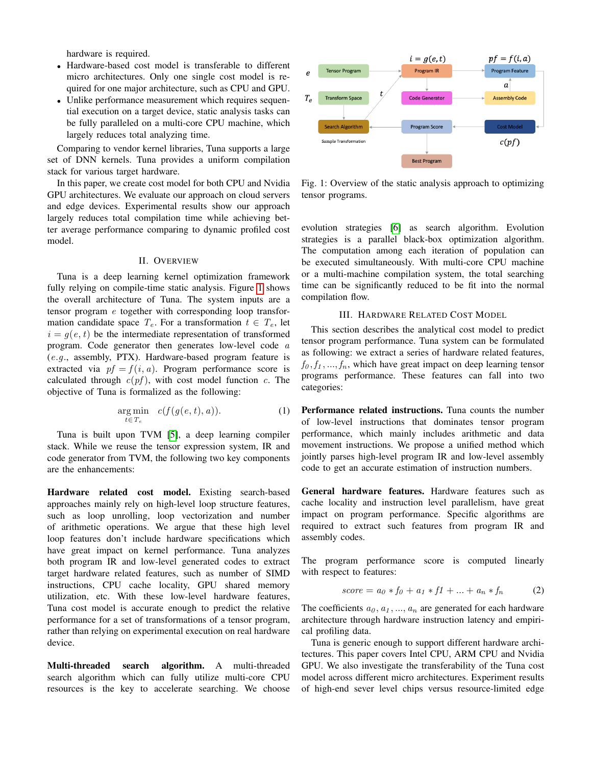hardware is required.

- Hardware-based cost model is transferable to different micro architectures. Only one single cost model is required for one major architecture, such as CPU and GPU.
- Unlike performance measurement which requires sequential execution on a target device, static analysis tasks can be fully paralleled on a multi-core CPU machine, which largely reduces total analyzing time.

Comparing to vendor kernel libraries, Tuna supports a large set of DNN kernels. Tuna provides a uniform compilation stack for various target hardware.

In this paper, we create cost model for both CPU and Nvidia GPU architectures. We evaluate our approach on cloud servers and edge devices. Experimental results show our approach largely reduces total compilation time while achieving better average performance comparing to dynamic profiled cost model.

## II. Overview

Tuna is a deep learning kernel optimization framework fully relying on compile-time static analysis. Figure 1 shows the overall architecture of Tuna. The system inputs are a tensor program $e$ together with corresponding loop transformation candidate space $T_e$. For a transformation $t \in T_e$, let $i = g(e, t)$ be the intermediate representation of transformed program. Code generator then generates low-level code $a$ (*e.g.*, assembly, PTX). Hardware-based program feature is extracted via $pf = f(i, a)$. Program performance score is calculated through $c(pf)$, with cost model function $c$. The objective of Tuna is formalized as the following:

$$\underset{t \in T_e}{\arg\min} \quad c(f(g(e,t),a)). \tag{1}$$

Tuna is built upon TVM [5], a deep learning compiler stack. While we reuse the tensor expression system, IR and code generator from TVM, the following two key components are the enhancements:

**Hardware related cost model.** Existing search-based approaches mainly rely on high-level loop structure features, such as loop unrolling, loop vectorization and number of arithmetic operations. We argue that these high level loop features don't include hardware specifications which have great impact on kernel performance. Tuna analyzes both program IR and low-level generated codes to extract target hardware related features, such as number of SIMD instructions, CPU cache locality, GPU shared memory utilization, etc. With these low-level hardware features, Tuna cost model is accurate enough to predict the relative performance for a set of transformations of a tensor program, rather than relying on experimental execution on real hardware device.

**Multi-threaded search algorithm.** A multi-threaded search algorithm which can fully utilize multi-core CPU resources is the key to accelerate searching. We choose evolution strategies [6] as search algorithm. Evolution strategies is a parallel black-box optimization algorithm. The computation among each iteration of population can be executed simultaneously. With multi-core CPU machine or a multi-machine compilation system, the total searching time can be significantly reduced to be fit into the normal compilation flow.

Fig. 1: Overview of the static analysis approach to optimizing tensor programs.

## III. Hardware Related Cost Model

This section describes the analytical cost model to predict tensor program performance. Tuna system can be formulated as following: we extract a series of hardware related features, $f_0, f_1, ..., f_n$, which have great impact on deep learning tensor programs performance. These features can fall into two categories:

**Performance related instructions.** Tuna counts the number of low-level instructions that dominates tensor program performance, which mainly includes arithmetic and data movement instructions. We propose a unified method which jointly parses high-level program IR and low-level assembly code to get an accurate estimation of instruction numbers.

**General hardware features.** Hardware features such as cache locality and instruction level parallelism, have great impact on program performance. Specific algorithms are required to extract such features from program IR and assembly codes.

The program performance score is computed linearly with respect to features:

$$score = a_0 * f_0 + a_1 * f1 + ... + a_n * f_n \tag{2}$$

The coefficients $a_0, a_1, ..., a_n$ are generated for each hardware architecture through hardware instruction latency and empirical profiling data.

Tuna is generic enough to support different hardware architectures. This paper covers Intel CPU, ARM CPU and Nvidia GPU. We also investigate the transferability of the Tuna cost model across different micro architectures. Experiment results of high-end sever level chips versus resource-limited edge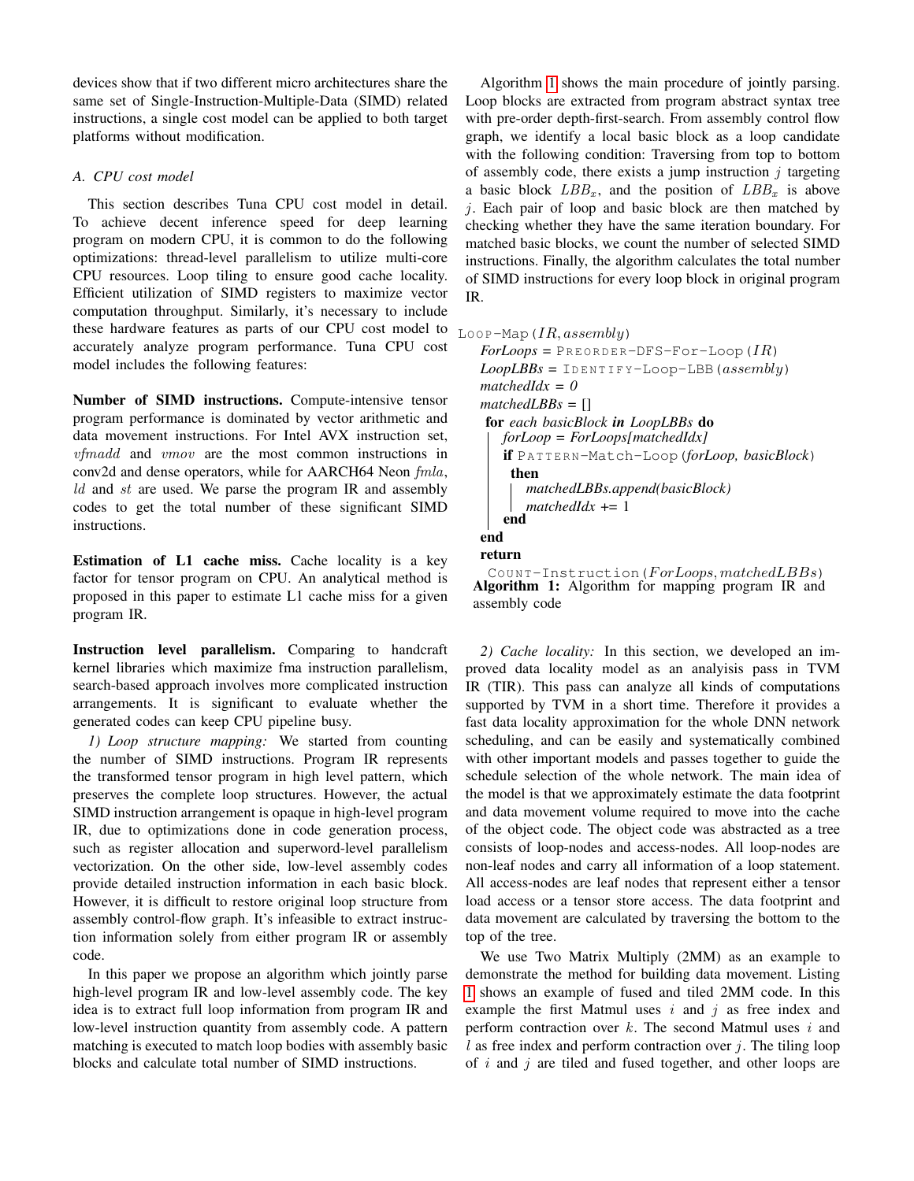devices show that if two different micro architectures share the same set of Single-Instruction-Multiple-Data (SIMD) related instructions, a single cost model can be applied to both target platforms without modification.

### A. CPU cost model

This section describes Tuna CPU cost model in detail. To achieve decent inference speed for deep learning program on modern CPU, it is common to do the following optimizations: thread-level parallelism to utilize multi-core CPU resources. Loop tiling to ensure good cache locality. Efficient utilization of SIMD registers to maximize vector computation throughput. Similarly, it's necessary to include these hardware features as parts of our CPU cost model to accurately analyze program performance. Tuna CPU cost model includes the following features:

**Number of SIMD instructions.** Compute-intensive tensor program performance is dominated by vector arithmetic and data movement instructions. For Intel AVX instruction set, $vfmadd$ and $vmov$ are the most common instructions in conv2d and dense operators, while for AARCH64 Neon *fmla*, $ld$ and $st$ are used. We parse the program IR and assembly codes to get the total number of these significant SIMD instructions.

**Estimation of L1 cache miss.** Cache locality is a key factor for tensor program on CPU. An analytical method is proposed in this paper to estimate L1 cache miss for a given program IR.

**Instruction level parallelism.** Comparing to handcraft kernel libraries which maximize fma instruction parallelism, search-based approach involves more complicated instruction arrangements. It is significant to evaluate whether the generated codes can keep CPU pipeline busy.

*1) Loop structure mapping:* We started from counting the number of SIMD instructions. Program IR represents the transformed tensor program in high level pattern, which preserves the complete loop structures. However, the actual SIMD instruction arrangement is opaque in high-level program IR, due to optimizations done in code generation process, such as register allocation and superword-level parallelism vectorization. On the other side, low-level assembly codes provide detailed instruction information in each basic block. However, it is difficult to restore original loop structure from assembly control-flow graph. It's infeasible to extract instruction information solely from either program IR or assembly code.

In this paper we propose an algorithm which jointly parse high-level program IR and low-level assembly code. The key idea is to extract full loop information from program IR and low-level instruction quantity from assembly code. A pattern matching is executed to match loop bodies with assembly basic blocks and calculate total number of SIMD instructions.

Algorithm 1 shows the main procedure of jointly parsing. Loop blocks are extracted from program abstract syntax tree with pre-order depth-first-search. From assembly control flow graph, we identify a local basic block as a loop candidate with the following condition: Traversing from top to bottom of assembly code, there exists a jump instruction $j$ targeting a basic block $LBB_x$, and the position of $LBB_x$ is above $j$. Each pair of loop and basic block are then matched by checking whether they have the same iteration boundary. For matched basic blocks, we count the number of selected SIMD instructions. Finally, the algorithm calculates the total number of SIMD instructions for every loop block in original program IR.

```
LOOP-Map(IR, assembly)
  ForLoops = PREORDER-DFS-For-Loop(IR)
  LoopLBBs = IDENTIFY-Loop-LBB(assembly)
  matchedIdx = 0
  matchedLBBs = []
  for each basicBlock in LoopLBBs do
      forLoop = ForLoops[matchedIdx]
      if PATTERN-Match-Loop(forLoop, basicBlock)
       then
          matchedLBBs.append(basicBlock)
          matchedIdx += 1
      end
  end
  return
    COUNT-Instruction(ForLoops, matchedLBBs)
```

**Algorithm 1:** Algorithm for mapping program IR and assembly code

*2) Cache locality:* In this section, we developed an improved data locality model as an analyisis pass in TVM IR (TIR). This pass can analyze all kinds of computations supported by TVM in a short time. Therefore it provides a fast data locality approximation for the whole DNN network scheduling, and can be easily and systematically combined with other important models and passes together to guide the schedule selection of the whole network. The main idea of the model is that we approximately estimate the data footprint and data movement volume required to move into the cache of the object code. The object code was abstracted as a tree consists of loop-nodes and access-nodes. All loop-nodes are non-leaf nodes and carry all information of a loop statement. All access-nodes are leaf nodes that represent either a tensor load access or a tensor store access. The data footprint and data movement are calculated by traversing the bottom to the top of the tree.

We use Two Matrix Multiply (2MM) as an example to demonstrate the method for building data movement. Listing 1 shows an example of fused and tiled 2MM code. In this example the first Matmul uses $i$ and $j$ as free index and perform contraction over $k$. The second Matmul uses $i$ and $l$ as free index and perform contraction over $j$. The tiling loop of $i$ and $j$ are tiled and fused together, and other loops are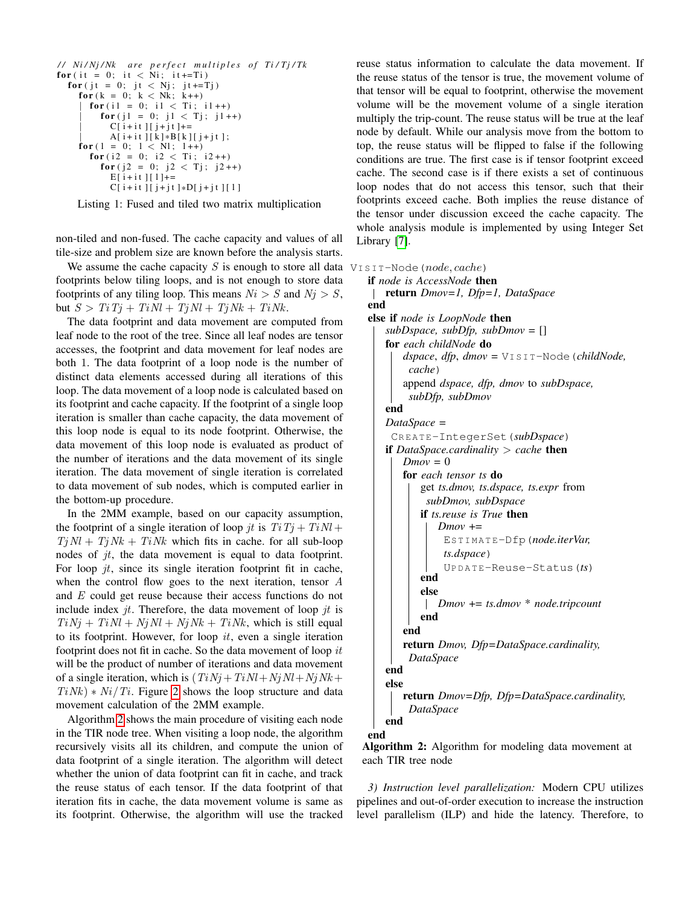```
// Ni/Nj/Nk are perfect multiples of Ti/Tj/Tk
for(it = 0; it < Ni; it+=Ti)
  for(jt = 0; jt < Nj; jt+=Tj)
    for(k = 0; k < Nk; k++)
    | for(i1 = 0; i1 < Ti; i1++)
    |   for(j1 = 0; j1 < Tj; j1++)
    |     C[i+it][j+jt]+=
    |     A[i+it][k]*B[k][j+jt];
    for(l = 0; l < Nl; l++)
      for(i2 = 0; i2 < Ti; i2++)
        for(j2 = 0; j2 < Tj; j2++)
          E[i+it][l]+=
          C[i+it][j+jt]*D[j+jt][l]
```

Listing 1: Fused and tiled two matrix multiplication

non-tiled and non-fused. The cache capacity and values of all tile-size and problem size are known before the analysis starts.

We assume the cache capacity $S$ is enough to store all data footprints below tiling loops, and is not enough to store data footprints of any tiling loop. This means $Ni > S$ and $Nj > S$, but $S > TiTj + TiNl + TjNl + TjNk + TiNk$.

The data footprint and data movement are computed from leaf node to the root of the tree. Since all leaf nodes are tensor accesses, the footprint and data movement for leaf nodes are both 1. The data footprint of a loop node is the number of distinct data elements accessed during all iterations of this loop. The data movement of a loop node is calculated based on its footprint and cache capacity. If the footprint of a single loop iteration is smaller than cache capacity, the data movement of this loop node is equal to its node footprint. Otherwise, the data movement of this loop node is evaluated as product of the number of iterations and the data movement of its single iteration. The data movement of single iteration is correlated to data movement of sub nodes, which is computed earlier in the bottom-up procedure.

In the 2MM example, based on our capacity assumption, the footprint of a single iteration of loop $jt$ is $TiTj + TiNl + TjNl + TjNk + TiNk$ which fits in cache. for all sub-loop nodes of $jt$, the data movement is equal to data footprint. For loop $jt$, since its single iteration footprint fit in cache, when the control flow goes to the next iteration, tensor $A$ and $E$ could get reuse because their access functions do not include index $jt$. Therefore, the data movement of loop $jt$ is $TiNj + TiNl + NjNl + NjNk + TiNk$, which is still equal to its footprint. However, for loop $it$, even a single iteration footprint does not fit in cache. So the data movement of loop $it$ will be the product of number of iterations and data movement of a single iteration, which is $(TiNj + TiNl + NjNl + NjNk + TiNk) * Ni/Ti$. Figure 2 shows the loop structure and data movement calculation of the 2MM example.

Algorithm 2 shows the main procedure of visiting each node in the TIR node tree. When visiting a loop node, the algorithm recursively visits all its children, and compute the union of data footprint of a single iteration. The algorithm will detect whether the union of data footprint can fit in cache, and track the reuse status of each tensor. If the data footprint of that iteration fits in cache, the data movement volume is same as its footprint. Otherwise, the algorithm will use the tracked reuse status information to calculate the data movement. If the reuse status of the tensor is true, the movement volume of that tensor will be equal to footprint, otherwise the movement volume will be the movement volume of a single iteration multiply the trip-count. The reuse status will be true at the leaf node by default. While our analysis move from the bottom to top, the reuse status will be flipped to false if the following conditions are true. The first case is if tensor footprint exceed cache. The second case is if there exists a set of continuous loop nodes that do not access this tensor, such that their footprints exceed cache. Both implies the reuse distance of the tensor under discussion exceed the cache capacity. The whole analysis module is implemented by using Integer Set Library [7].

```
VISIT-Node(node, cache)
  if node is AccessNode then
  | return Dmov=1, Dfp=1, DataSpace
  end
  else if node is LoopNode then
    subDspace, subDfp, subDmov = []
    for each childNode do
      dspace, dfp, dmov = VISIT-Node(childNode, cache)
      append dspace, dfp, dmov to subDspace, subDfp, subDmov
    end
    DataSpace = CREATE-IntegerSet(subDspace)
    if DataSpace.cardinality > cache then
      Dmov = 0
      for each tensor ts do
        get ts.dmov, ts.dspace, ts.expr from subDmov, subDspace
        if ts.reuse is True then
          Dmov += ESTIMATE-Dfp(node.iterVar, ts.dspace)
          UPDATE-Reuse-Status(ts)
        end
        else
        | Dmov += ts.dmov * node.tripcount
        end
      end
      return Dmov, Dfp=DataSpace.cardinality, DataSpace
    end
    else
      return Dmov=Dfp, Dfp=DataSpace.cardinality, DataSpace
    end
  end
```

**Algorithm 2:** Algorithm for modeling data movement at each TIR tree node

*3) Instruction level parallelization:* Modern CPU utilizes pipelines and out-of-order execution to increase the instruction level parallelism (ILP) and hide the latency. Therefore, to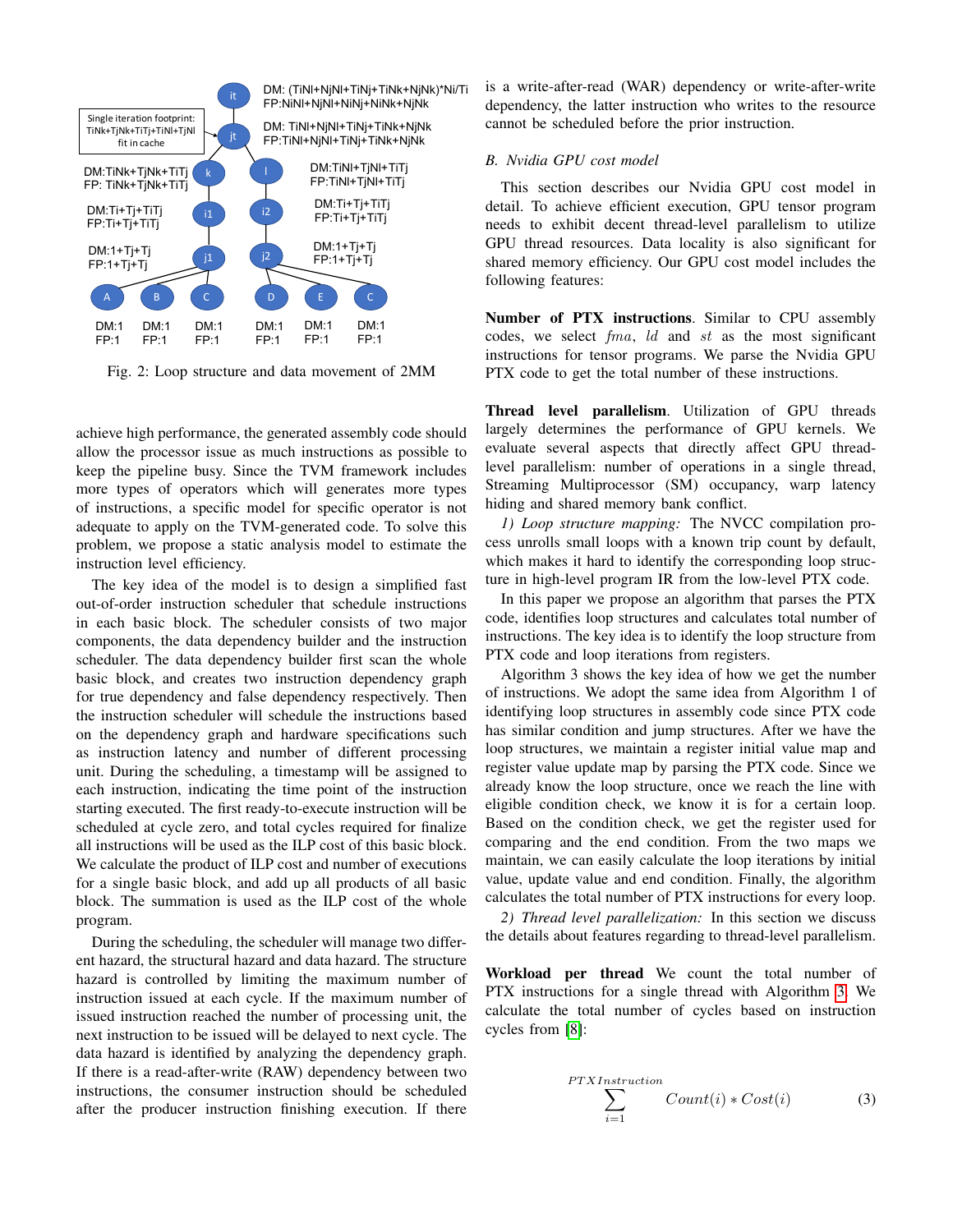Fig. 2: Loop structure and data movement of 2MM

achieve high performance, the generated assembly code should allow the processor issue as much instructions as possible to keep the pipeline busy. Since the TVM framework includes more types of operators which will generates more types of instructions, a specific model for specific operator is not adequate to apply on the TVM-generated code. To solve this problem, we propose a static analysis model to estimate the instruction level efficiency.

The key idea of the model is to design a simplified fast out-of-order instruction scheduler that schedule instructions in each basic block. The scheduler consists of two major components, the data dependency builder and the instruction scheduler. The data dependency builder first scan the whole basic block, and creates two instruction dependency graph for true dependency and false dependency respectively. Then the instruction scheduler will schedule the instructions based on the dependency graph and hardware specifications such as instruction latency and number of different processing unit. During the scheduling, a timestamp will be assigned to each instruction, indicating the time point of the instruction starting executed. The first ready-to-execute instruction will be scheduled at cycle zero, and total cycles required for finalize all instructions will be used as the ILP cost of this basic block. We calculate the product of ILP cost and number of executions for a single basic block, and add up all products of all basic block. The summation is used as the ILP cost of the whole program.

During the scheduling, the scheduler will manage two different hazard, the structural hazard and data hazard. The structure hazard is controlled by limiting the maximum number of instruction issued at each cycle. If the maximum number of issued instruction reached the number of processing unit, the next instruction to be issued will be delayed to next cycle. The data hazard is identified by analyzing the dependency graph. If there is a read-after-write (RAW) dependency between two instructions, the consumer instruction should be scheduled after the producer instruction finishing execution. If there is a write-after-read (WAR) dependency or write-after-write dependency, the latter instruction who writes to the resource cannot be scheduled before the prior instruction.

### B. Nvidia GPU cost model

This section describes our Nvidia GPU cost model in detail. To achieve efficient execution, GPU tensor program needs to exhibit decent thread-level parallelism to utilize GPU thread resources. Data locality is also significant for shared memory efficiency. Our GPU cost model includes the following features:

**Number of PTX instructions**. Similar to CPU assembly codes, we select $fma$, $ld$ and $st$ as the most significant instructions for tensor programs. We parse the Nvidia GPU PTX code to get the total number of these instructions.

**Thread level parallelism**. Utilization of GPU threads largely determines the performance of GPU kernels. We evaluate several aspects that directly affect GPU thread-level parallelism: number of operations in a single thread, Streaming Multiprocessor (SM) occupancy, warp latency hiding and shared memory bank conflict.

*1) Loop structure mapping:* The NVCC compilation process unrolls small loops with a known trip count by default, which makes it hard to identify the corresponding loop structure in high-level program IR from the low-level PTX code.

In this paper we propose an algorithm that parses the PTX code, identifies loop structures and calculates total number of instructions. The key idea is to identify the loop structure from PTX code and loop iterations from registers.

Algorithm 3 shows the key idea of how we get the number of instructions. We adopt the same idea from Algorithm 1 of identifying loop structures in assembly code since PTX code has similar condition and jump structures. After we have the loop structures, we maintain a register initial value map and register value update map by parsing the PTX code. Since we already know the loop structure, once we reach the line with eligible condition check, we know it is for a certain loop. Based on the condition check, we get the register used for comparing and the end condition. From the two maps we maintain, we can easily calculate the loop iterations by initial value, update value and end condition. Finally, the algorithm calculates the total number of PTX instructions for every loop.

*2) Thread level parallelization:* In this section we discuss the details about features regarding to thread-level parallelism.

**Workload per thread** We count the total number of PTX instructions for a single thread with Algorithm 3. We calculate the total number of cycles based on instruction cycles from [8]:

$$\sum_{i=1}^{PTXInstruction} Count(i) * Cost(i) \tag{3}$$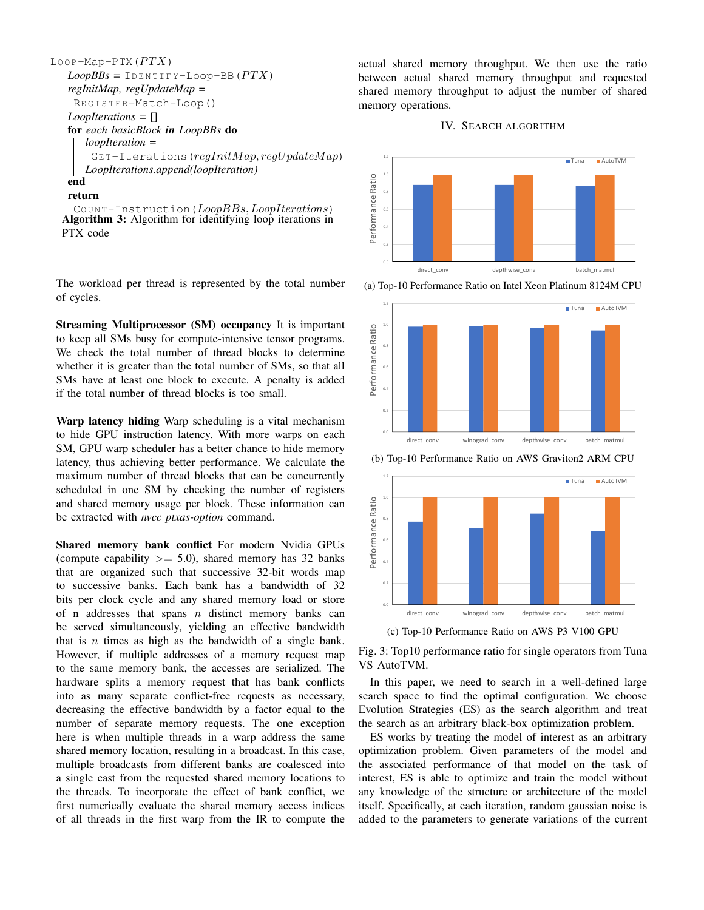```
Loop-Map-PTX(PTX)
    LoopBBs = Identify-Loop-BB(PTX)
    regInitMap, regUpdateMap =
     Register-Match-Loop()
    LoopIterations = []
    for each basicBlock in LoopBBs do
        loopIteration =
         Get-Iterations(regInitMap, regUpdateMap)
        LoopIterations.append(loopIteration)
    end
    return
     Count-Instruction(LoopBBs, LoopIterations)
```

**Algorithm 3:** Algorithm for identifying loop iterations in PTX code

The workload per thread is represented by the total number of cycles.

**Streaming Multiprocessor (SM) occupancy** It is important to keep all SMs busy for compute-intensive tensor programs. We check the total number of thread blocks to determine whether it is greater than the total number of SMs, so that all SMs have at least one block to execute. A penalty is added if the total number of thread blocks is too small.

**Warp latency hiding** Warp scheduling is a vital mechanism to hide GPU instruction latency. With more warps on each SM, GPU warp scheduler has a better chance to hide memory latency, thus achieving better performance. We calculate the maximum number of thread blocks that can be concurrently scheduled in one SM by checking the number of registers and shared memory usage per block. These information can be extracted with *nvcc ptxas-option* command.

**Shared memory bank conflict** For modern Nvidia GPUs (compute capability $>=$ 5.0), shared memory has 32 banks that are organized such that successive 32-bit words map to successive banks. Each bank has a bandwidth of 32 bits per clock cycle and any shared memory load or store of n addresses that spans $n$ distinct memory banks can be served simultaneously, yielding an effective bandwidth that is $n$ times as high as the bandwidth of a single bank. However, if multiple addresses of a memory request map to the same memory bank, the accesses are serialized. The hardware splits a memory request that has bank conflicts into as many separate conflict-free requests as necessary, decreasing the effective bandwidth by a factor equal to the number of separate memory requests. The one exception here is when multiple threads in a warp address the same shared memory location, resulting in a broadcast. In this case, multiple broadcasts from different banks are coalesced into a single cast from the requested shared memory locations to the threads. To incorporate the effect of bank conflict, we first numerically evaluate the shared memory access indices of all threads in the first warp from the IR to compute the actual shared memory throughput. We then use the ratio between actual shared memory throughput and requested shared memory throughput to adjust the number of shared memory operations.

## IV. Search algorithm

(a) Top-10 Performance Ratio on Intel Xeon Platinum 8124M CPU

(b) Top-10 Performance Ratio on AWS Graviton2 ARM CPU

(c) Top-10 Performance Ratio on AWS P3 V100 GPU

Fig. 3: Top10 performance ratio for single operators from Tuna VS AutoTVM.

In this paper, we need to search in a well-defined large search space to find the optimal configuration. We choose Evolution Strategies (ES) as the search algorithm and treat the search as an arbitrary black-box optimization problem.

ES works by treating the model of interest as an arbitrary optimization problem. Given parameters of the model and the associated performance of that model on the task of interest, ES is able to optimize and train the model without any knowledge of the structure or architecture of the model itself. Specifically, at each iteration, random gaussian noise is added to the parameters to generate variations of the current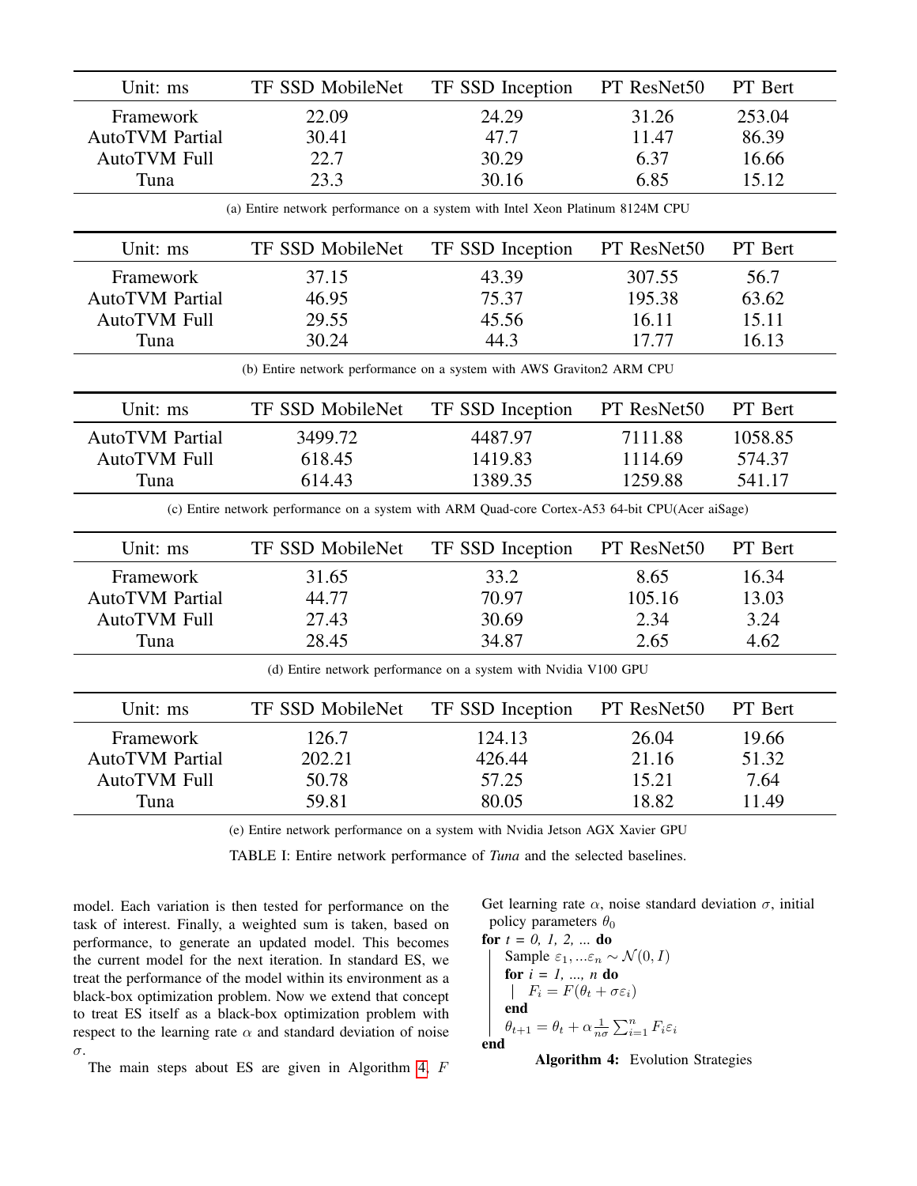| Unit: ms | TF SSD MobileNet | TF SSD Inception | PT ResNet50 | PT Bert |
|---|---|---|---|---|
| Framework | 22.09 | 24.29 | 31.26 | 253.04 |
| AutoTVM Partial | 30.41 | 47.7 | 11.47 | 86.39 |
| AutoTVM Full | 22.7 | 30.29 | 6.37 | 16.66 |
| Tuna | 23.3 | 30.16 | 6.85 | 15.12 |

(a) Entire network performance on a system with Intel Xeon Platinum 8124M CPU

| Unit: ms | TF SSD MobileNet | TF SSD Inception | PT ResNet50 | PT Bert |
|---|---|---|---|---|
| Framework | 37.15 | 43.39 | 307.55 | 56.7 |
| AutoTVM Partial | 46.95 | 75.37 | 195.38 | 63.62 |
| AutoTVM Full | 29.55 | 45.56 | 16.11 | 15.11 |
| Tuna | 30.24 | 44.3 | 17.77 | 16.13 |

(b) Entire network performance on a system with AWS Graviton2 ARM CPU

| Unit: ms | TF SSD MobileNet | TF SSD Inception | PT ResNet50 | PT Bert |
|---|---|---|---|---|
| AutoTVM Partial | 3499.72 | 4487.97 | 7111.88 | 1058.85 |
| AutoTVM Full | 618.45 | 1419.83 | 1114.69 | 574.37 |
| Tuna | 614.43 | 1389.35 | 1259.88 | 541.17 |

(c) Entire network performance on a system with ARM Quad-core Cortex-A53 64-bit CPU(Acer aiSage)

| Unit: ms | TF SSD MobileNet | TF SSD Inception | PT ResNet50 | PT Bert |
|---|---|---|---|---|
| Framework | 31.65 | 33.2 | 8.65 | 16.34 |
| AutoTVM Partial | 44.77 | 70.97 | 105.16 | 13.03 |
| AutoTVM Full | 27.43 | 30.69 | 2.34 | 3.24 |
| Tuna | 28.45 | 34.87 | 2.65 | 4.62 |

(d) Entire network performance on a system with Nvidia V100 GPU

| Unit: ms | TF SSD MobileNet | TF SSD Inception | PT ResNet50 | PT Bert |
|---|---|---|---|---|
| Framework | 126.7 | 124.13 | 26.04 | 19.66 |
| AutoTVM Partial | 202.21 | 426.44 | 21.16 | 51.32 |
| AutoTVM Full | 50.78 | 57.25 | 15.21 | 7.64 |
| Tuna | 59.81 | 80.05 | 18.82 | 11.49 |

(e) Entire network performance on a system with Nvidia Jetson AGX Xavier GPU

TABLE I: Entire network performance of *Tuna* and the selected baselines.

model. Each variation is then tested for performance on the task of interest. Finally, a weighted sum is taken, based on performance, to generate an updated model. This becomes the current model for the next iteration. In standard ES, we treat the performance of the model within its environment as a black-box optimization problem. Now we extend that concept to treat ES itself as a black-box optimization problem with respect to the learning rate $\alpha$ and standard deviation of noise $\sigma$.

The main steps about ES are given in Algorithm 4. $F$

```
Get learning rate α, noise standard deviation σ, initial
  policy parameters θ_0
for t = 0, 1, 2, ... do
    Sample ε_1, ...ε_n ~ N(0, I)
    for i = 1, ..., n do
        F_i = F(θ_t + σε_i)
    end
    θ_{t+1} = θ_t + α (1/(nσ)) Σ_{i=1}^{n} F_i ε_i
end
```

**Algorithm 4:** Evolution Strategies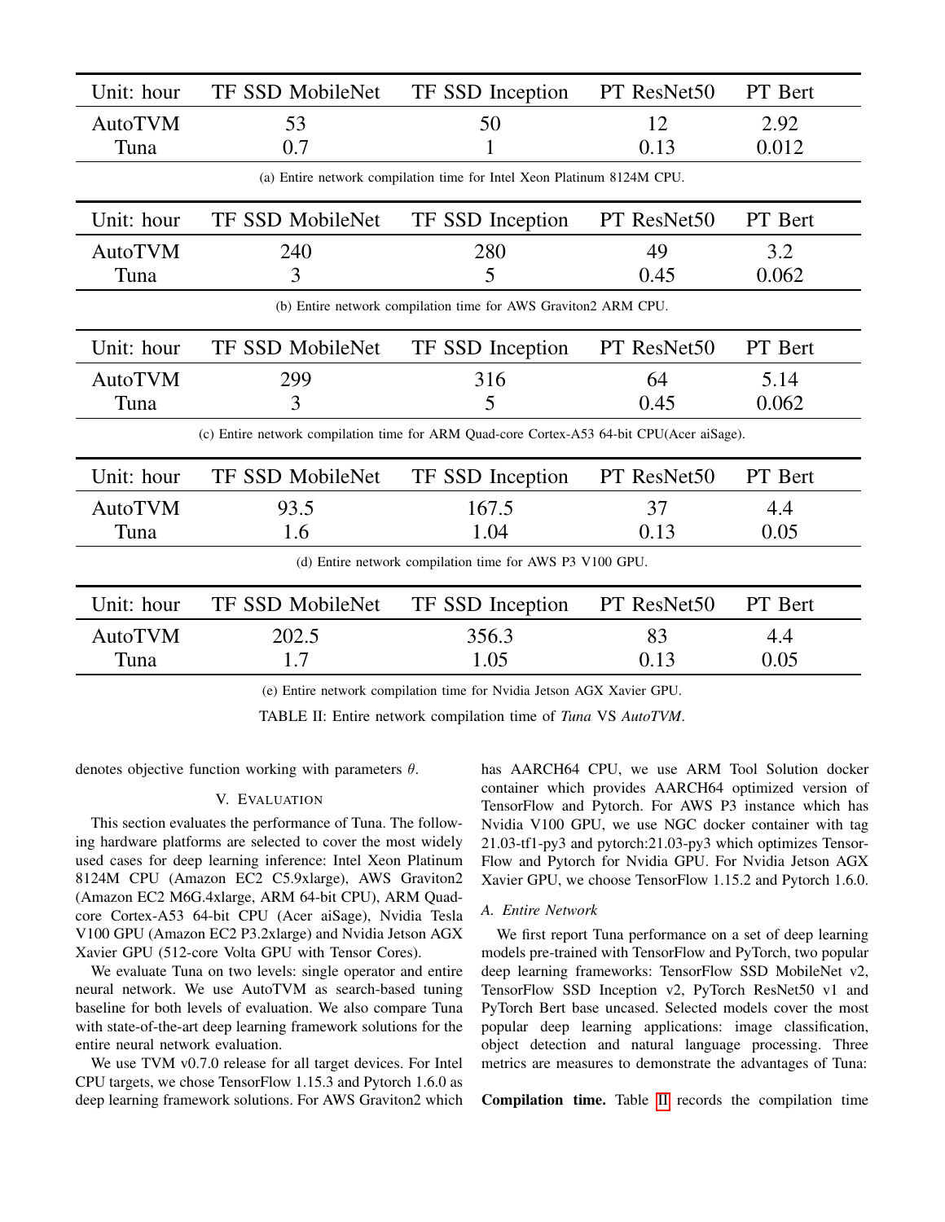| Unit: hour | TF SSD MobileNet | TF SSD Inception | PT ResNet50 | PT Bert |
|---|---|---|---|---|
| AutoTVM | 53 | 50 | 12 | 2.92 |
| Tuna | 0.7 | 1 | 0.13 | 0.012 |

(a) Entire network compilation time for Intel Xeon Platinum 8124M CPU.

| Unit: hour | TF SSD MobileNet | TF SSD Inception | PT ResNet50 | PT Bert |
|---|---|---|---|---|
| AutoTVM | 240 | 280 | 49 | 3.2 |
| Tuna | 3 | 5 | 0.45 | 0.062 |

(b) Entire network compilation time for AWS Graviton2 ARM CPU.

| Unit: hour | TF SSD MobileNet | TF SSD Inception | PT ResNet50 | PT Bert |
|---|---|---|---|---|
| AutoTVM | 299 | 316 | 64 | 5.14 |
| Tuna | 3 | 5 | 0.45 | 0.062 |

(c) Entire network compilation time for ARM Quad-core Cortex-A53 64-bit CPU(Acer aiSage).

| Unit: hour | TF SSD MobileNet | TF SSD Inception | PT ResNet50 | PT Bert |
|---|---|---|---|---|
| AutoTVM | 93.5 | 167.5 | 37 | 4.4 |
| Tuna | 1.6 | 1.04 | 0.13 | 0.05 |

(d) Entire network compilation time for AWS P3 V100 GPU.

| Unit: hour | TF SSD MobileNet | TF SSD Inception | PT ResNet50 | PT Bert |
|---|---|---|---|---|
| AutoTVM | 202.5 | 356.3 | 83 | 4.4 |
| Tuna | 1.7 | 1.05 | 0.13 | 0.05 |

(e) Entire network compilation time for Nvidia Jetson AGX Xavier GPU.

TABLE II: Entire network compilation time of *Tuna* VS *AutoTVM*.

denotes objective function working with parameters $\theta$.

## V. Evaluation

This section evaluates the performance of Tuna. The following hardware platforms are selected to cover the most widely used cases for deep learning inference: Intel Xeon Platinum 8124M CPU (Amazon EC2 C5.9xlarge), AWS Graviton2 (Amazon EC2 M6G.4xlarge, ARM 64-bit CPU), ARM Quad-core Cortex-A53 64-bit CPU (Acer aiSage), Nvidia Tesla V100 GPU (Amazon EC2 P3.2xlarge) and Nvidia Jetson AGX Xavier GPU (512-core Volta GPU with Tensor Cores).

We evaluate Tuna on two levels: single operator and entire neural network. We use AutoTVM as search-based tuning baseline for both levels of evaluation. We also compare Tuna with state-of-the-art deep learning framework solutions for the entire neural network evaluation.

We use TVM v0.7.0 release for all target devices. For Intel CPU targets, we chose TensorFlow 1.15.3 and Pytorch 1.6.0 as deep learning framework solutions. For AWS Graviton2 which has AARCH64 CPU, we use ARM Tool Solution docker container which provides AARCH64 optimized version of TensorFlow and Pytorch. For AWS P3 instance which has Nvidia V100 GPU, we use NGC docker container with tag 21.03-tf1-py3 and pytorch:21.03-py3 which optimizes TensorFlow and Pytorch for Nvidia GPU. For Nvidia Jetson AGX Xavier GPU, we choose TensorFlow 1.15.2 and Pytorch 1.6.0.

### A. Entire Network

We first report Tuna performance on a set of deep learning models pre-trained with TensorFlow and PyTorch, two popular deep learning frameworks: TensorFlow SSD MobileNet v2, TensorFlow SSD Inception v2, PyTorch ResNet50 v1 and PyTorch Bert base uncased. Selected models cover the most popular deep learning applications: image classification, object detection and natural language processing. Three metrics are measures to demonstrate the advantages of Tuna:

**Compilation time.** Table II records the compilation time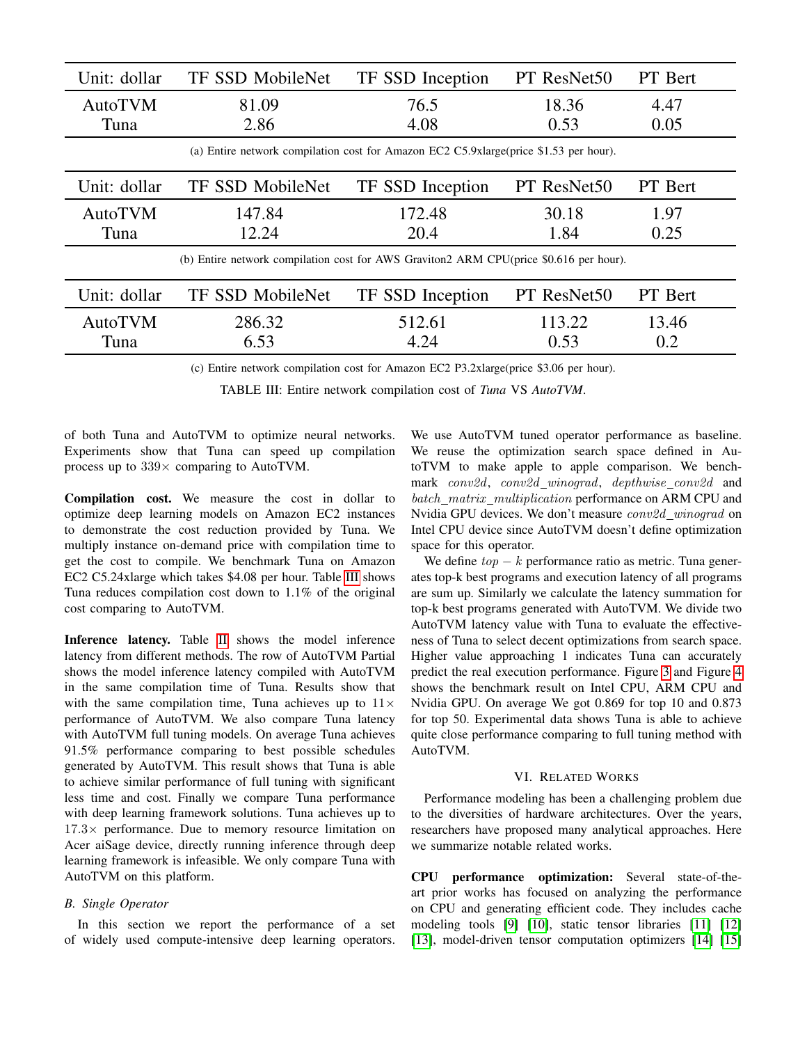| Unit: dollar | TF SSD MobileNet | TF SSD Inception | PT ResNet50 | PT Bert |
|---|---|---|---|---|
| AutoTVM | 81.09 | 76.5 | 18.36 | 4.47 |
| Tuna | 2.86 | 4.08 | 0.53 | 0.05 |

(a) Entire network compilation cost for Amazon EC2 C5.9xlarge(price $1.53 per hour).

| Unit: dollar | TF SSD MobileNet | TF SSD Inception | PT ResNet50 | PT Bert |
|---|---|---|---|---|
| AutoTVM | 147.84 | 172.48 | 30.18 | 1.97 |
| Tuna | 12.24 | 20.4 | 1.84 | 0.25 |

(b) Entire network compilation cost for AWS Graviton2 ARM CPU(price $0.616 per hour).

| Unit: dollar | TF SSD MobileNet | TF SSD Inception | PT ResNet50 | PT Bert |
|---|---|---|---|---|
| AutoTVM | 286.32 | 512.61 | 113.22 | 13.46 |
| Tuna | 6.53 | 4.24 | 0.53 | 0.2 |

(c) Entire network compilation cost for Amazon EC2 P3.2xlarge(price $3.06 per hour).

TABLE III: Entire network compilation cost of *Tuna* VS *AutoTVM*.

of both Tuna and AutoTVM to optimize neural networks. Experiments show that Tuna can speed up compilation process up to 339× comparing to AutoTVM.

**Compilation cost.** We measure the cost in dollar to optimize deep learning models on Amazon EC2 instances to demonstrate the cost reduction provided by Tuna. We multiply instance on-demand price with compilation time to get the cost to compile. We benchmark Tuna on Amazon EC2 C5.24xlarge which takes $4.08 per hour. Table III shows Tuna reduces compilation cost down to 1.1% of the original cost comparing to AutoTVM.

**Inference latency.** Table II shows the model inference latency from different methods. The row of AutoTVM Partial shows the model inference latency compiled with AutoTVM in the same compilation time of Tuna. Results show that with the same compilation time, Tuna achieves up to 11× performance of AutoTVM. We also compare Tuna latency with AutoTVM full tuning models. On average Tuna achieves 91.5% performance comparing to best possible schedules generated by AutoTVM. This result shows that Tuna is able to achieve similar performance of full tuning with significant less time and cost. Finally we compare Tuna performance with deep learning framework solutions. Tuna achieves up to 17.3× performance. Due to memory resource limitation on Acer aiSage device, directly running inference through deep learning framework is infeasible. We only compare Tuna with AutoTVM on this platform.

### B. Single Operator

In this section we report the performance of a set of widely used compute-intensive deep learning operators. We use AutoTVM tuned operator performance as baseline. We reuse the optimization search space defined in AutoTVM to make apple to apple comparison. We benchmark $conv2d$, $conv2d\_winograd$, $depthwise\_conv2d$ and $batch\_matrix\_multiplication$ performance on ARM CPU and Nvidia GPU devices. We don't measure $conv2d\_winograd$ on Intel CPU device since AutoTVM doesn't define optimization space for this operator.

We define $top-k$ performance ratio as metric. Tuna generates top-k best programs and execution latency of all programs are sum up. Similarly we calculate the latency summation for top-k best programs generated with AutoTVM. We divide two AutoTVM latency value with Tuna to evaluate the effectiveness of Tuna to select decent optimizations from search space. Higher value approaching 1 indicates Tuna can accurately predict the real execution performance. Figure 3 and Figure 4 shows the benchmark result on Intel CPU, ARM CPU and Nvidia GPU. On average We got 0.869 for top 10 and 0.873 for top 50. Experimental data shows Tuna is able to achieve quite close performance comparing to full tuning method with AutoTVM.

## VI. Related Works

Performance modeling has been a challenging problem due to the diversities of hardware architectures. Over the years, researchers have proposed many analytical approaches. Here we summarize notable related works.

**CPU performance optimization:** Several state-of-the-art prior works has focused on analyzing the performance on CPU and generating efficient code. They includes cache modeling tools [9] [10], static tensor libraries [11] [12] [13], model-driven tensor computation optimizers [14] [15]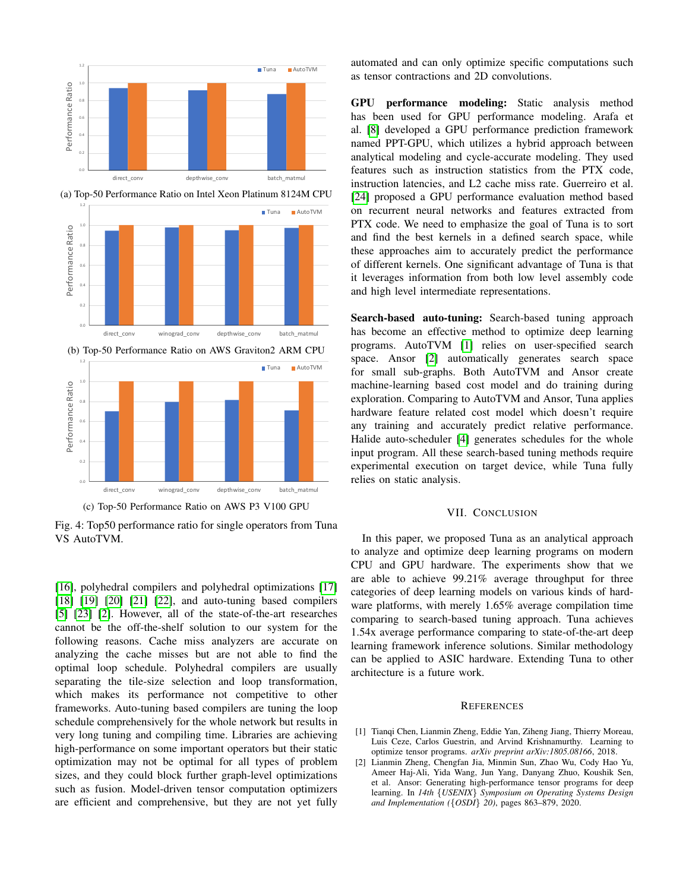(a) Top-50 Performance Ratio on Intel Xeon Platinum 8124M CPU

(b) Top-50 Performance Ratio on AWS Graviton2 ARM CPU

(c) Top-50 Performance Ratio on AWS P3 V100 GPU

Fig. 4: Top50 performance ratio for single operators from Tuna VS AutoTVM.

[16], polyhedral compilers and polyhedral optimizations [17] [18] [19] [20] [21] [22], and auto-tuning based compilers [5] [23] [2]. However, all of the state-of-the-art researches cannot be the off-the-shelf solution to our system for the following reasons. Cache miss analyzers are accurate on analyzing the cache misses but are not able to find the optimal loop schedule. Polyhedral compilers are usually separating the tile-size selection and loop transformation, which makes its performance not competitive to other frameworks. Auto-tuning based compilers are tuning the loop schedule comprehensively for the whole network but results in very long tuning and compiling time. Libraries are achieving high-performance on some important operators but their static optimization may not be optimal for all types of problem sizes, and they could block further graph-level optimizations such as fusion. Model-driven tensor computation optimizers are efficient and comprehensive, but they are not yet fully automated and can only optimize specific computations such as tensor contractions and 2D convolutions.

**GPU performance modeling:** Static analysis method has been used for GPU performance modeling. Arafa et al. [8] developed a GPU performance prediction framework named PPT-GPU, which utilizes a hybrid approach between analytical modeling and cycle-accurate modeling. They used features such as instruction statistics from the PTX code, instruction latencies, and L2 cache miss rate. Guerreiro et al. [24] proposed a GPU performance evaluation method based on recurrent neural networks and features extracted from PTX code. We need to emphasize the goal of Tuna is to sort and find the best kernels in a defined search space, while these approaches aim to accurately predict the performance of different kernels. One significant advantage of Tuna is that it leverages information from both low level assembly code and high level intermediate representations.

**Search-based auto-tuning:** Search-based tuning approach has become an effective method to optimize deep learning programs. AutoTVM [1] relies on user-specified search space. Ansor [2] automatically generates search space for small sub-graphs. Both AutoTVM and Ansor create machine-learning based cost model and do training during exploration. Comparing to AutoTVM and Ansor, Tuna applies hardware feature related cost model which doesn't require any training and accurately predict relative performance. Halide auto-scheduler [4] generates schedules for the whole input program. All these search-based tuning methods require experimental execution on target device, while Tuna fully relies on static analysis.

## VII. Conclusion

In this paper, we proposed Tuna as an analytical approach to analyze and optimize deep learning programs on modern CPU and GPU hardware. The experiments show that we are able to achieve 99.21% average throughput for three categories of deep learning models on various kinds of hardware platforms, with merely 1.65% average compilation time comparing to search-based tuning approach. Tuna achieves 1.54x average performance comparing to state-of-the-art deep learning framework inference solutions. Similar methodology can be applied to ASIC hardware. Extending Tuna to other architecture is a future work.

## References

[1] Tianqi Chen, Lianmin Zheng, Eddie Yan, Ziheng Jiang, Thierry Moreau, Luis Ceze, Carlos Guestrin, and Arvind Krishnamurthy. Learning to optimize tensor programs. *arXiv preprint arXiv:1805.08166*, 2018.

[2] Lianmin Zheng, Chengfan Jia, Minmin Sun, Zhao Wu, Cody Hao Yu, Ameer Haj-Ali, Yida Wang, Jun Yang, Danyang Zhuo, Koushik Sen, et al. Ansor: Generating high-performance tensor programs for deep learning. In *14th {USENIX} Symposium on Operating Systems Design and Implementation ({OSDI} 20)*, pages 863–879, 2020.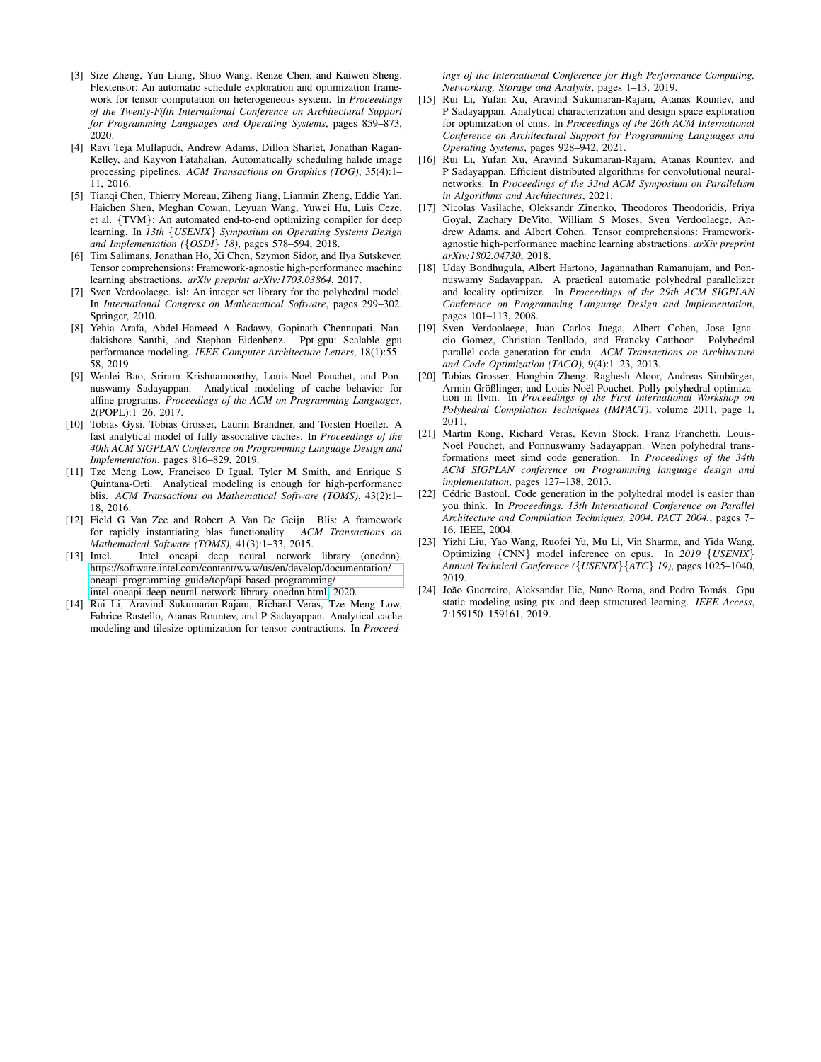[3] Size Zheng, Yun Liang, Shuo Wang, Renze Chen, and Kaiwen Sheng. Flextensor: An automatic schedule exploration and optimization framework for tensor computation on heterogeneous system. In *Proceedings of the Twenty-Fifth International Conference on Architectural Support for Programming Languages and Operating Systems*, pages 859–873, 2020.

[4] Ravi Teja Mullapudi, Andrew Adams, Dillon Sharlet, Jonathan Ragan-Kelley, and Kayvon Fatahalian. Automatically scheduling halide image processing pipelines. *ACM Transactions on Graphics (TOG)*, 35(4):1–11, 2016.

[5] Tianqi Chen, Thierry Moreau, Ziheng Jiang, Lianmin Zheng, Eddie Yan, Haichen Shen, Meghan Cowan, Leyuan Wang, Yuwei Hu, Luis Ceze, et al. {TVM}: An automated end-to-end optimizing compiler for deep learning. In *13th {USENIX} Symposium on Operating Systems Design and Implementation ({OSDI} 18)*, pages 578–594, 2018.

[6] Tim Salimans, Jonathan Ho, Xi Chen, Szymon Sidor, and Ilya Sutskever. Tensor comprehensions: Framework-agnostic high-performance machine learning abstractions. *arXiv preprint arXiv:1703.03864*, 2017.

[7] Sven Verdoolaege. isl: An integer set library for the polyhedral model. In *International Congress on Mathematical Software*, pages 299–302. Springer, 2010.

[8] Yehia Arafa, Abdel-Hameed A Badawy, Gopinath Chennupati, Nandakishore Santhi, and Stephan Eidenbenz. Ppt-gpu: Scalable gpu performance modeling. *IEEE Computer Architecture Letters*, 18(1):55–58, 2019.

[9] Wenlei Bao, Sriram Krishnamoorthy, Louis-Noel Pouchet, and Ponnuswamy Sadayappan. Analytical modeling of cache behavior for affine programs. *Proceedings of the ACM on Programming Languages*, 2(POPL):1–26, 2017.

[10] Tobias Gysi, Tobias Grosser, Laurin Brandner, and Torsten Hoefler. A fast analytical model of fully associative caches. In *Proceedings of the 40th ACM SIGPLAN Conference on Programming Language Design and Implementation*, pages 816–829, 2019.

[11] Tze Meng Low, Francisco D Igual, Tyler M Smith, and Enrique S Quintana-Orti. Analytical modeling is enough for high-performance blis. *ACM Transactions on Mathematical Software (TOMS)*, 43(2):1–18, 2016.

[12] Field G Van Zee and Robert A Van De Geijn. Blis: A framework for rapidly instantiating blas functionality. *ACM Transactions on Mathematical Software (TOMS)*, 41(3):1–33, 2015.

[13] Intel. Intel oneapi deep neural network library (onednn). https://software.intel.com/content/www/us/en/develop/documentation/oneapi-programming-guide/top/api-based-programming/intel-oneapi-deep-neural-network-library-onednn.html, 2020.

[14] Rui Li, Aravind Sukumaran-Rajam, Richard Veras, Tze Meng Low, Fabrice Rastello, Atanas Rountev, and P Sadayappan. Analytical cache modeling and tilesize optimization for tensor contractions. In *Proceedings of the International Conference for High Performance Computing, Networking, Storage and Analysis*, pages 1–13, 2019.

[15] Rui Li, Yufan Xu, Aravind Sukumaran-Rajam, Atanas Rountev, and P Sadayappan. Analytical characterization and design space exploration for optimization of cnns. In *Proceedings of the 26th ACM International Conference on Architectural Support for Programming Languages and Operating Systems*, pages 928–942, 2021.

[16] Rui Li, Yufan Xu, Aravind Sukumaran-Rajam, Atanas Rountev, and P Sadayappan. Efficient distributed algorithms for convolutional neural-networks. In *Proceedings of the 33nd ACM Symposium on Parallelism in Algorithms and Architectures*, 2021.

[17] Nicolas Vasilache, Oleksandr Zinenko, Theodoros Theodoridis, Priya Goyal, Zachary DeVito, William S Moses, Sven Verdoolaege, Andrew Adams, and Albert Cohen. Tensor comprehensions: Framework-agnostic high-performance machine learning abstractions. *arXiv preprint arXiv:1802.04730*, 2018.

[18] Uday Bondhugula, Albert Hartono, Jagannathan Ramanujam, and Ponnuswamy Sadayappan. A practical automatic polyhedral parallelizer and locality optimizer. In *Proceedings of the 29th ACM SIGPLAN Conference on Programming Language Design and Implementation*, pages 101–113, 2008.

[19] Sven Verdoolaege, Juan Carlos Juega, Albert Cohen, Jose Ignacio Gomez, Christian Tenllado, and Francky Catthoor. Polyhedral parallel code generation for cuda. *ACM Transactions on Architecture and Code Optimization (TACO)*, 9(4):1–23, 2013.

[20] Tobias Grosser, Hongbin Zheng, Raghesh Aloor, Andreas Simbürger, Armin Größlinger, and Louis-Noël Pouchet. Polly-polyhedral optimization in llvm. In *Proceedings of the First International Workshop on Polyhedral Compilation Techniques (IMPACT)*, volume 2011, page 1, 2011.

[21] Martin Kong, Richard Veras, Kevin Stock, Franz Franchetti, Louis-Noël Pouchet, and Ponnuswamy Sadayappan. When polyhedral transformations meet simd code generation. In *Proceedings of the 34th ACM SIGPLAN conference on Programming language design and implementation*, pages 127–138, 2013.

[22] Cédric Bastoul. Code generation in the polyhedral model is easier than you think. In *Proceedings. 13th International Conference on Parallel Architecture and Compilation Techniques, 2004. PACT 2004.*, pages 7–16. IEEE, 2004.

[23] Yizhi Liu, Yao Wang, Ruofei Yu, Mu Li, Vin Sharma, and Yida Wang. Optimizing {CNN} model inference on cpus. In *2019 {USENIX} Annual Technical Conference ({USENIX}{ATC} 19)*, pages 1025–1040, 2019.

[24] João Guerreiro, Aleksandar Ilic, Nuno Roma, and Pedro Tomás. Gpu static modeling using ptx and deep structured learning. *IEEE Access*, 7:159150–159161, 2019.